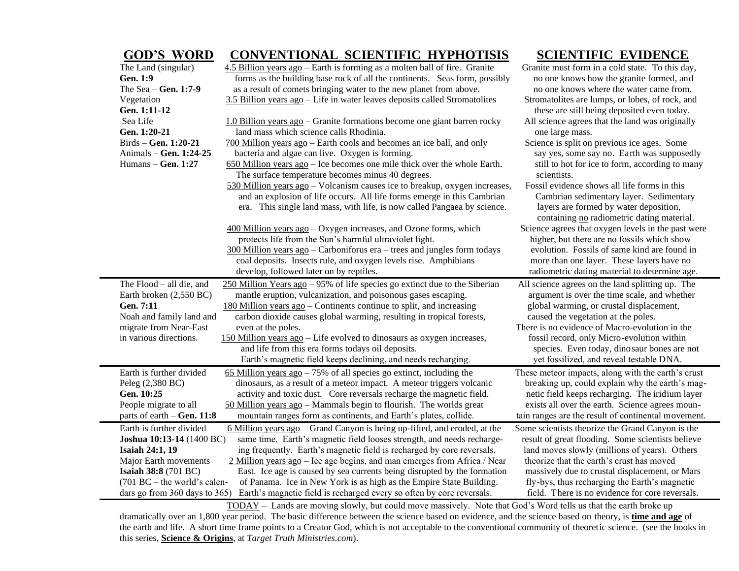| GOD'S WORD | CONVENTIONAL SCIENTIFIC HYPHOTISIS | SCIENTIFIC EVIDENCE |
|---|---|---|
| The Land (singular) **Gen. 1:9** The Sea – **Gen. 1:7-9** Vegetation **Gen. 1:11-12** Sea Life **Gen. 1:20-21** Birds – **Gen. 1:20-21** Animals – **Gen. 1:24-25** Humans – **Gen. 1:27** | 4.5 Billion years ago – Earth is forming as a molten ball of fire. Granite forms as the building base rock of all the continents. Seas form, possibly as a result of comets bringing water to the new planet from above. 3.5 Billion years ago – Life in water leaves deposits called Stromatolites 1.0 Billion years ago – Granite formations become one giant barren rocky land mass which science calls Rhodinia. 700 Million years ago – Earth cools and becomes an ice ball, and only bacteria and algae can live. Oxygen is forming. 650 Million years ago – Ice becomes one mile thick over the whole Earth. The surface temperature becomes minus 40 degrees. 530 Million years ago – Volcanism causes ice to breakup, oxygen increases, and an explosion of life occurs. All life forms emerge in this Cambrian era. This single land mass, with life, is now called Pangaea by science. 400 Million years ago – Oxygen increases, and Ozone forms, which protects life from the Sun's harmful ultraviolet light. 300 Million years ago – Carboniforus era – trees and jungles form todays coal deposits. Insects rule, and oxygen levels rise. Amphibians develop, followed later on by reptiles. | Granite must form in a cold state. To this day, no one knows how the granite formed, and no one knows where the water came from. Stromatolites are lumps, or lobes, of rock, and these are still being deposited even today. All science agrees that the land was originally one large mass. Science is split on previous ice ages. Some say yes, some say no. Earth was supposedly still to hot for ice to form, according to many scientists. Fossil evidence shows all life forms in this Cambrian sedimentary layer. Sedimentary layers are formed by water deposition, containing no radiometric dating material. Science agrees that oxygen levels in the past were higher, but there are no fossils which show evolution. Fossils of same kind are found in more than one layer. These layers have no radiometric dating material to determine age. |
| The Flood – all die, and Earth broken (2,550 BC) **Gen. 7:11** Noah and family land and migrate from Near-East in various directions. | 250 Million Years ago – 95% of life species go extinct due to the Siberian mantle eruption, vulcanization, and poisonous gases escaping. 180 Million years ago – Continents continue to split, and increasing carbon dioxide causes global warming, resulting in tropical forests, even at the poles. 150 Million years ago – Life evolved to dinosaurs as oxygen increases, and life from this era forms todays oil deposits. Earth's magnetic field keeps declining, and needs recharging. | All science agrees on the land splitting up. The argument is over the time scale, and whether global warming, or crustal displacement, caused the vegetation at the poles. There is no evidence of Macro-evolution in the fossil record, only Micro-evolution within species. Even today, dinosaur bones are not yet fossilized, and reveal testable DNA. |
| Earth is further divided Peleg (2,380 BC) **Gen. 10:25** People migrate to all parts of earth – **Gen. 11:8** | 65 Million years ago – 75% of all species go extinct, including the dinosaurs, as a result of a meteor impact. A meteor triggers volcanic activity and toxic dust. Core reversals recharge the magnetic field. 50 Million years ago – Mammals begin to flourish. The worlds great mountain ranges form as continents, and Earth's plates, collide. | These meteor impacts, along with the earth's crust breaking up, could explain why the earth's magnetic field keeps recharging. The iridium layer exists all over the earth. Science agrees mountain ranges are the result of continental movement. |
| Earth is further divided **Joshua 10:13-14** (1400 BC) **Isaiah 24:1, 19** Major Earth movements **Isaiah 38:8** (701 BC) (701 BC – the world's calendars go from 360 days to 365) | 6 Million years ago – Grand Canyon is being up-lifted, and eroded, at the same time. Earth's magnetic field looses strength, and needs recharging frequently. Earth's magnetic field is recharged by core reversals. 2 Million years ago – Ice age begins, and man emerges from Africa / Near East. Ice age is caused by sea currents being disrupted by the formation of Panama. Ice in New York is as high as the Empire State Building. Earth's magnetic field is recharged every so often by core reversals. | Some scientists theorize the Grand Canyon is the result of great flooding. Some scientists believe land moves slowly (millions of years). Others theorize that the earth's crust has moved massively due to crustal displacement, or Mars fly-bys, thus recharging the Earth's magnetic field. There is no evidence for core reversals. |

TODAY – Lands are moving slowly, but could move massively. Note that God's Word tells us that the earth broke up dramatically over an 1,800 year period. The basic difference between the science based on evidence, and the science based on theory, is **time and age** of the earth and life. A short time frame points to a Creator God, which is not acceptable to the conventional community of theoretic science. (see the books in this series, **Science & Origins**, at *Target Truth Ministries.com*).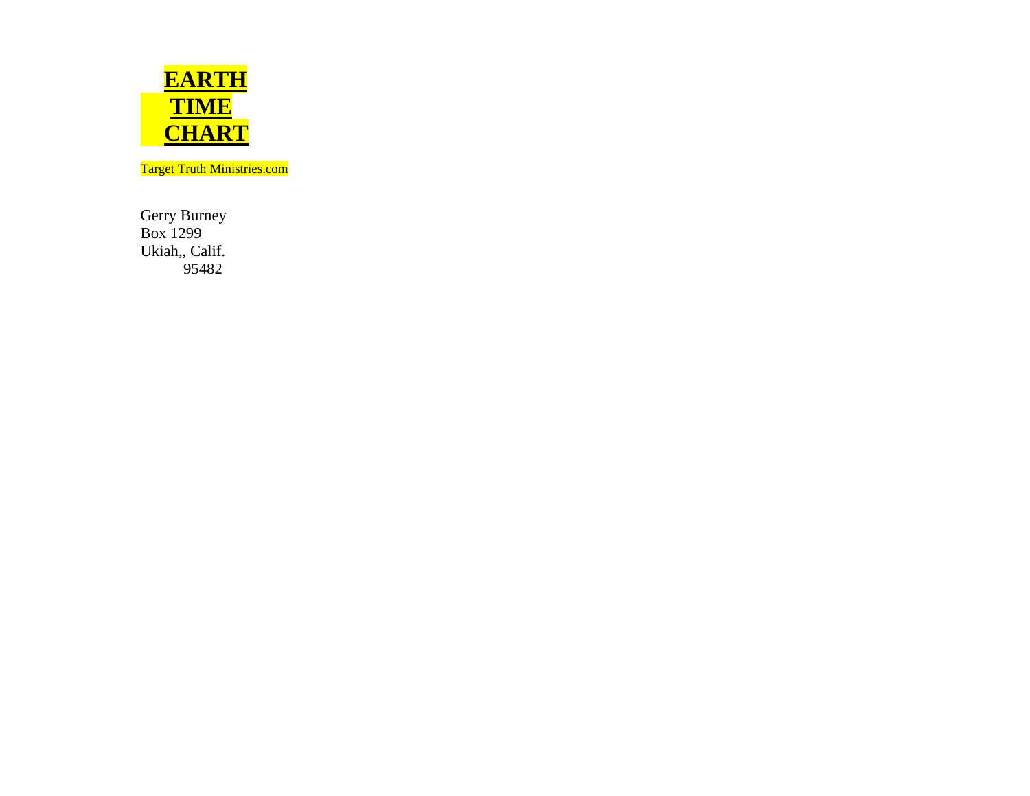# **EARTH TIME CHART**

Target Truth Ministries.com

Gerry Burney
Box 1299
Ukiah,, Calif.
95482